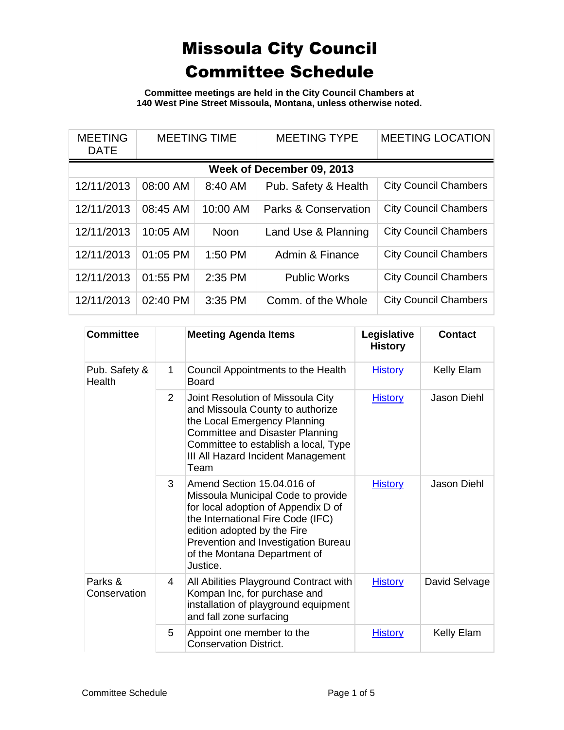# Missoula City Council Committee Schedule

**Committee meetings are held in the City Council Chambers at 140 West Pine Street Missoula, Montana, unless otherwise noted.**

| MEETING DATE | MEETING TIME | | MEETING TYPE | MEETING LOCATION |
|---|---|---|---|---|
| **Week of December 09, 2013** | | | | |
| 12/11/2013 | 08:00 AM | 8:40 AM | Pub. Safety & Health | City Council Chambers |
| 12/11/2013 | 08:45 AM | 10:00 AM | Parks & Conservation | City Council Chambers |
| 12/11/2013 | 10:05 AM | Noon | Land Use & Planning | City Council Chambers |
| 12/11/2013 | 01:05 PM | 1:50 PM | Admin & Finance | City Council Chambers |
| 12/11/2013 | 01:55 PM | 2:35 PM | Public Works | City Council Chambers |
| 12/11/2013 | 02:40 PM | 3:35 PM | Comm. of the Whole | City Council Chambers |

| Committee | | Meeting Agenda Items | Legislative History | Contact |
|---|---|---|---|---|
| Pub. Safety & Health | 1 | Council Appointments to the Health Board | History | Kelly Elam |
| | 2 | Joint Resolution of Missoula City and Missoula County to authorize the Local Emergency Planning Committee and Disaster Planning Committee to establish a local, Type III All Hazard Incident Management Team | History | Jason Diehl |
| | 3 | Amend Section 15.04.016 of Missoula Municipal Code to provide for local adoption of Appendix D of the International Fire Code (IFC) edition adopted by the Fire Prevention and Investigation Bureau of the Montana Department of Justice. | History | Jason Diehl |
| Parks & Conservation | 4 | All Abilities Playground Contract with Kompan Inc, for purchase and installation of playground equipment and fall zone surfacing | History | David Selvage |
| | 5 | Appoint one member to the Conservation District. | History | Kelly Elam |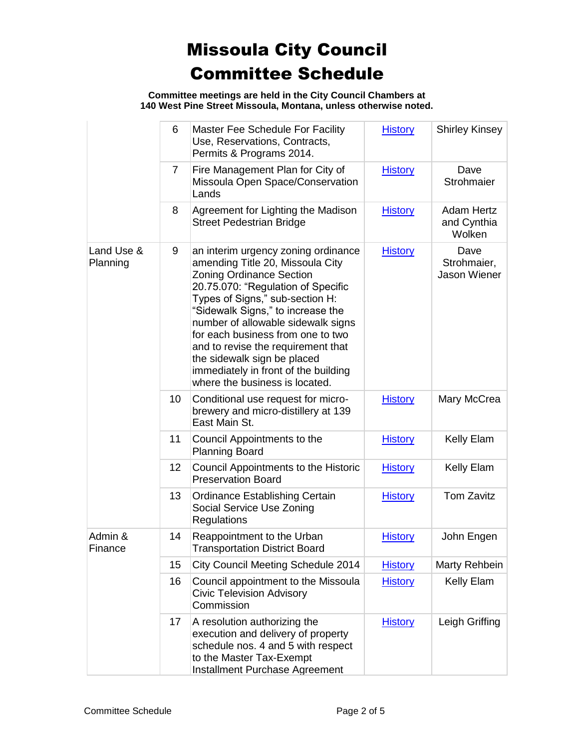# Missoula City Council Committee Schedule

**Committee meetings are held in the City Council Chambers at 140 West Pine Street Missoula, Montana, unless otherwise noted.**

| | | | | |
|---|---|---|---|---|
| | 6 | Master Fee Schedule For Facility Use, Reservations, Contracts, Permits & Programs 2014. | History | Shirley Kinsey |
| | 7 | Fire Management Plan for City of Missoula Open Space/Conservation Lands | History | Dave Strohmaier |
| | 8 | Agreement for Lighting the Madison Street Pedestrian Bridge | History | Adam Hertz and Cynthia Wolken |
| Land Use & Planning | 9 | an interim urgency zoning ordinance amending Title 20, Missoula City Zoning Ordinance Section 20.75.070: "Regulation of Specific Types of Signs," sub-section H: "Sidewalk Signs," to increase the number of allowable sidewalk signs for each business from one to two and to revise the requirement that the sidewalk sign be placed immediately in front of the building where the business is located. | History | Dave Strohmaier, Jason Wiener |
| | 10 | Conditional use request for micro-brewery and micro-distillery at 139 East Main St. | History | Mary McCrea |
| | 11 | Council Appointments to the Planning Board | History | Kelly Elam |
| | 12 | Council Appointments to the Historic Preservation Board | History | Kelly Elam |
| | 13 | Ordinance Establishing Certain Social Service Use Zoning Regulations | History | Tom Zavitz |
| Admin & Finance | 14 | Reappointment to the Urban Transportation District Board | History | John Engen |
| | 15 | City Council Meeting Schedule 2014 | History | Marty Rehbein |
| | 16 | Council appointment to the Missoula Civic Television Advisory Commission | History | Kelly Elam |
| | 17 | A resolution authorizing the execution and delivery of property schedule nos. 4 and 5 with respect to the Master Tax-Exempt Installment Purchase Agreement | History | Leigh Griffing |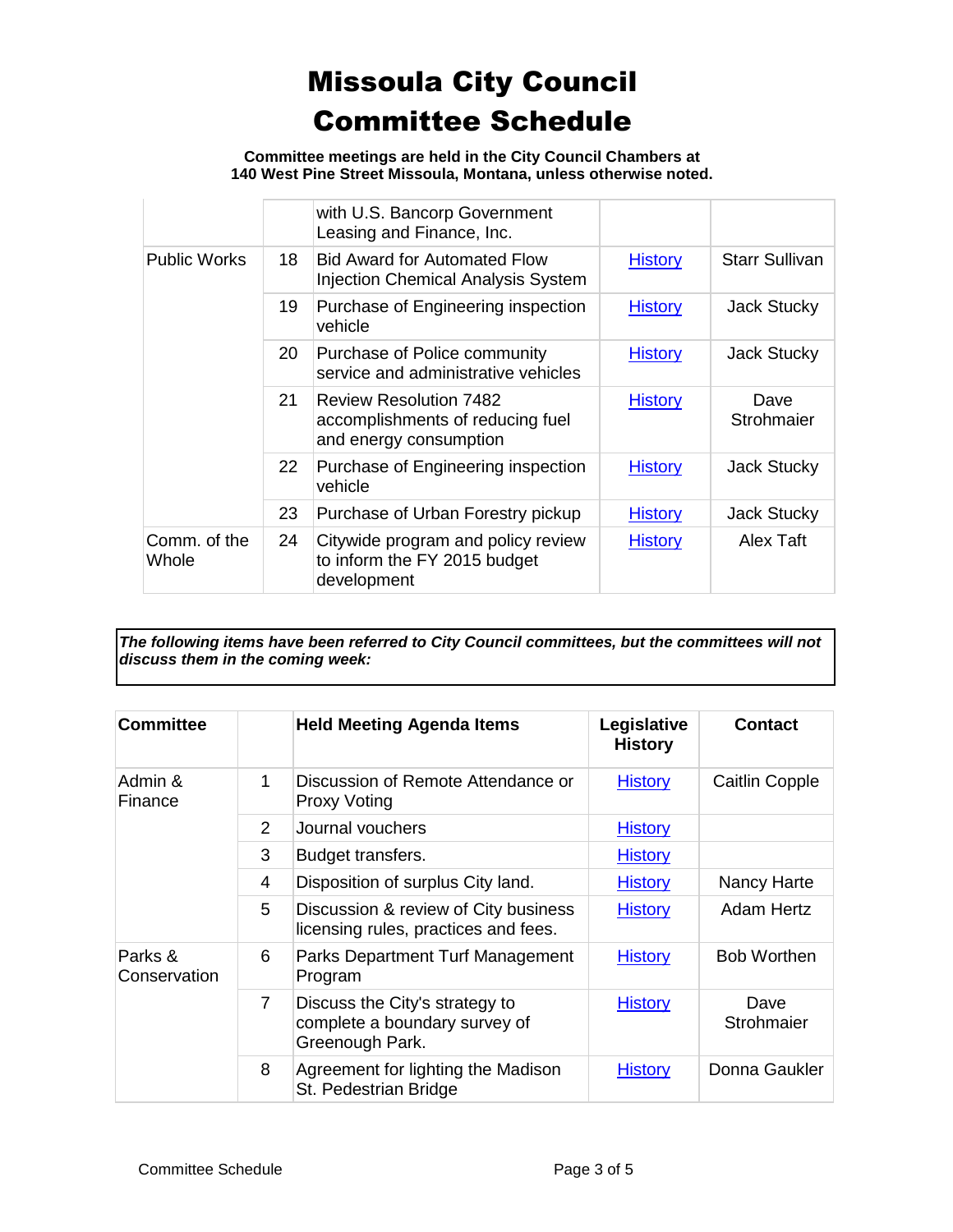# Missoula City Council Committee Schedule

**Committee meetings are held in the City Council Chambers at 140 West Pine Street Missoula, Montana, unless otherwise noted.**

| | | | | |
|---|---|---|---|---|
| | | with U.S. Bancorp Government Leasing and Finance, Inc. | | |
| Public Works | 18 | Bid Award for Automated Flow Injection Chemical Analysis System | History | Starr Sullivan |
| | 19 | Purchase of Engineering inspection vehicle | History | Jack Stucky |
| | 20 | Purchase of Police community service and administrative vehicles | History | Jack Stucky |
| | 21 | Review Resolution 7482 accomplishments of reducing fuel and energy consumption | History | Dave Strohmaier |
| | 22 | Purchase of Engineering inspection vehicle | History | Jack Stucky |
| | 23 | Purchase of Urban Forestry pickup | History | Jack Stucky |
| Comm. of the Whole | 24 | Citywide program and policy review to inform the FY 2015 budget development | History | Alex Taft |

***The following items have been referred to City Council committees, but the committees will not discuss them in the coming week:***

| Committee | | Held Meeting Agenda Items | Legislative History | Contact |
|---|---|---|---|---|
| Admin & Finance | 1 | Discussion of Remote Attendance or Proxy Voting | History | Caitlin Copple |
| | 2 | Journal vouchers | History | |
| | 3 | Budget transfers. | History | |
| | 4 | Disposition of surplus City land. | History | Nancy Harte |
| | 5 | Discussion & review of City business licensing rules, practices and fees. | History | Adam Hertz |
| Parks & Conservation | 6 | Parks Department Turf Management Program | History | Bob Worthen |
| | 7 | Discuss the City's strategy to complete a boundary survey of Greenough Park. | History | Dave Strohmaier |
| | 8 | Agreement for lighting the Madison St. Pedestrian Bridge | History | Donna Gaukler |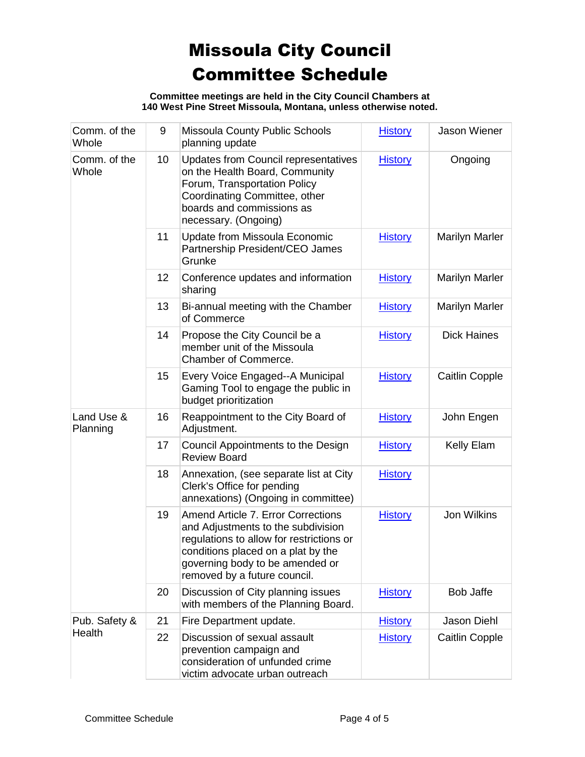# Missoula City Council Committee Schedule

**Committee meetings are held in the City Council Chambers at 140 West Pine Street Missoula, Montana, unless otherwise noted.**

| | | | | |
|---|---|---|---|---|
| Comm. of the Whole | 9 | Missoula County Public Schools planning update | History | Jason Wiener |
| Comm. of the Whole | 10 | Updates from Council representatives on the Health Board, Community Forum, Transportation Policy Coordinating Committee, other boards and commissions as necessary. (Ongoing) | History | Ongoing |
| | 11 | Update from Missoula Economic Partnership President/CEO James Grunke | History | Marilyn Marler |
| | 12 | Conference updates and information sharing | History | Marilyn Marler |
| | 13 | Bi-annual meeting with the Chamber of Commerce | History | Marilyn Marler |
| | 14 | Propose the City Council be a member unit of the Missoula Chamber of Commerce. | History | Dick Haines |
| | 15 | Every Voice Engaged--A Municipal Gaming Tool to engage the public in budget prioritization | History | Caitlin Copple |
| Land Use & Planning | 16 | Reappointment to the City Board of Adjustment. | History | John Engen |
| | 17 | Council Appointments to the Design Review Board | History | Kelly Elam |
| | 18 | Annexation, (see separate list at City Clerk's Office for pending annexations) (Ongoing in committee) | History | |
| | 19 | Amend Article 7. Error Corrections and Adjustments to the subdivision regulations to allow for restrictions or conditions placed on a plat by the governing body to be amended or removed by a future council. | History | Jon Wilkins |
| | 20 | Discussion of City planning issues with members of the Planning Board. | History | Bob Jaffe |
| Pub. Safety & Health | 21 | Fire Department update. | History | Jason Diehl |
| | 22 | Discussion of sexual assault prevention campaign and consideration of unfunded crime victim advocate urban outreach | History | Caitlin Copple |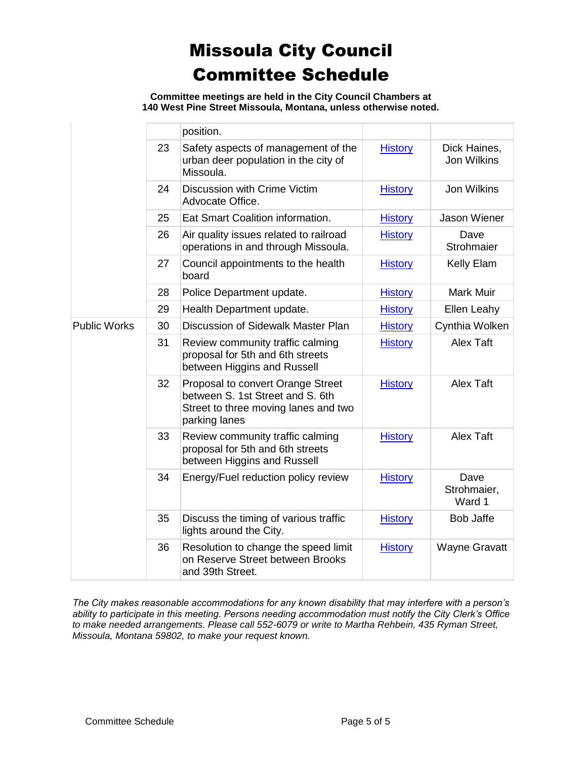# Missoula City Council Committee Schedule

**Committee meetings are held in the City Council Chambers at 140 West Pine Street Missoula, Montana, unless otherwise noted.**

| | | | | |
|---|---|---|---|---|
| | | position. | | |
| | 23 | Safety aspects of management of the urban deer population in the city of Missoula. | History | Dick Haines, Jon Wilkins |
| | 24 | Discussion with Crime Victim Advocate Office. | History | Jon Wilkins |
| | 25 | Eat Smart Coalition information. | History | Jason Wiener |
| | 26 | Air quality issues related to railroad operations in and through Missoula. | History | Dave Strohmaier |
| | 27 | Council appointments to the health board | History | Kelly Elam |
| | 28 | Police Department update. | History | Mark Muir |
| | 29 | Health Department update. | History | Ellen Leahy |
| Public Works | 30 | Discussion of Sidewalk Master Plan | History | Cynthia Wolken |
| | 31 | Review community traffic calming proposal for 5th and 6th streets between Higgins and Russell | History | Alex Taft |
| | 32 | Proposal to convert Orange Street between S. 1st Street and S. 6th Street to three moving lanes and two parking lanes | History | Alex Taft |
| | 33 | Review community traffic calming proposal for 5th and 6th streets between Higgins and Russell | History | Alex Taft |
| | 34 | Energy/Fuel reduction policy review | History | Dave Strohmaier, Ward 1 |
| | 35 | Discuss the timing of various traffic lights around the City. | History | Bob Jaffe |
| | 36 | Resolution to change the speed limit on Reserve Street between Brooks and 39th Street. | History | Wayne Gravatt |

*The City makes reasonable accommodations for any known disability that may interfere with a person's ability to participate in this meeting. Persons needing accommodation must notify the City Clerk's Office to make needed arrangements. Please call 552-6079 or write to Martha Rehbein, 435 Ryman Street, Missoula, Montana 59802, to make your request known.*